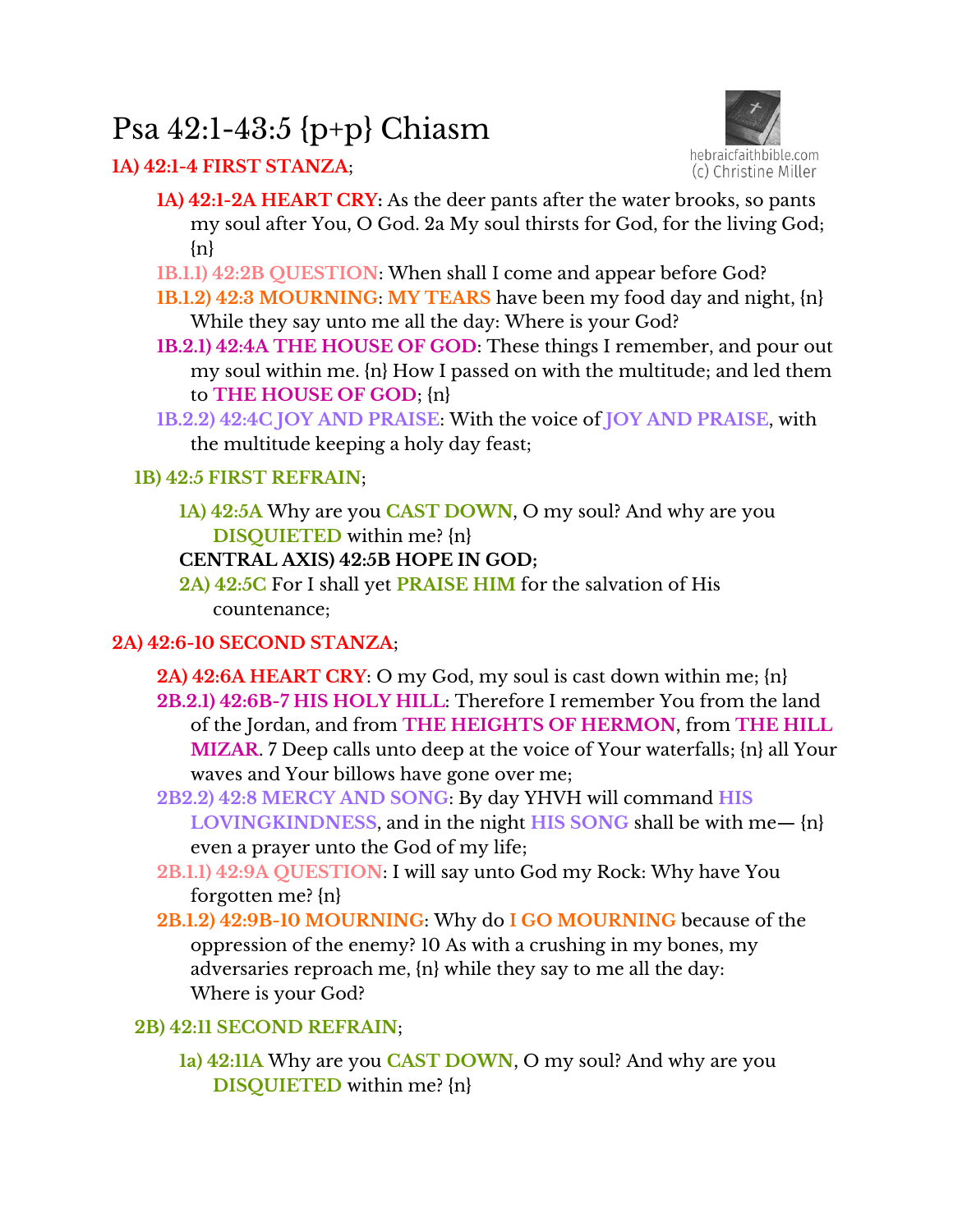# Psa 42:1-43:5 {p+p} Chiasm

hebraicfaithbible.com
(c) Christine Miller

**1A) 42:1-4 FIRST STANZA**;

- **1A) 42:1-2A HEART CRY:** As the deer pants after the water brooks, so pants my soul after You, O God. 2a My soul thirsts for God, for the living God; {n}
- **1B.1.1) 42:2B QUESTION**: When shall I come and appear before God?
- **1B.1.2) 42:3 MOURNING**: **MY TEARS** have been my food day and night, {n} While they say unto me all the day: Where is your God?
- **1B.2.1) 42:4A THE HOUSE OF GOD**: These things I remember, and pour out my soul within me. {n} How I passed on with the multitude; and led them to **THE HOUSE OF GOD**; {n}
- **1B.2.2) 42:4C JOY AND PRAISE**: With the voice of **JOY AND PRAISE**, with the multitude keeping a holy day feast;

**1B) 42:5 FIRST REFRAIN**;

- **1A) 42:5A** Why are you **CAST DOWN**, O my soul? And why are you **DISQUIETED** within me? {n}
- **CENTRAL AXIS) 42:5B HOPE IN GOD;**
- **2A) 42:5C** For I shall yet **PRAISE HIM** for the salvation of His countenance;

**2A) 42:6-10 SECOND STANZA**;

- **2A) 42:6A HEART CRY**: O my God, my soul is cast down within me; {n}
- **2B.2.1) 42:6B-7 HIS HOLY HILL**: Therefore I remember You from the land of the Jordan, and from **THE HEIGHTS OF HERMON**, from **THE HILL MIZAR**. 7 Deep calls unto deep at the voice of Your waterfalls; {n} all Your waves and Your billows have gone over me;
- **2B2.2) 42:8 MERCY AND SONG**: By day YHVH will command **HIS LOVINGKINDNESS**, and in the night **HIS SONG** shall be with me— {n} even a prayer unto the God of my life;
- **2B.1.1) 42:9A QUESTION**: I will say unto God my Rock: Why have You forgotten me? {n}
- **2B.1.2) 42:9B-10 MOURNING**: Why do **I GO MOURNING** because of the oppression of the enemy? 10 As with a crushing in my bones, my adversaries reproach me, {n} while they say to me all the day: Where is your God?

**2B) 42:11 SECOND REFRAIN**;

- **1a) 42:11A** Why are you **CAST DOWN**, O my soul? And why are you **DISQUIETED** within me? {n}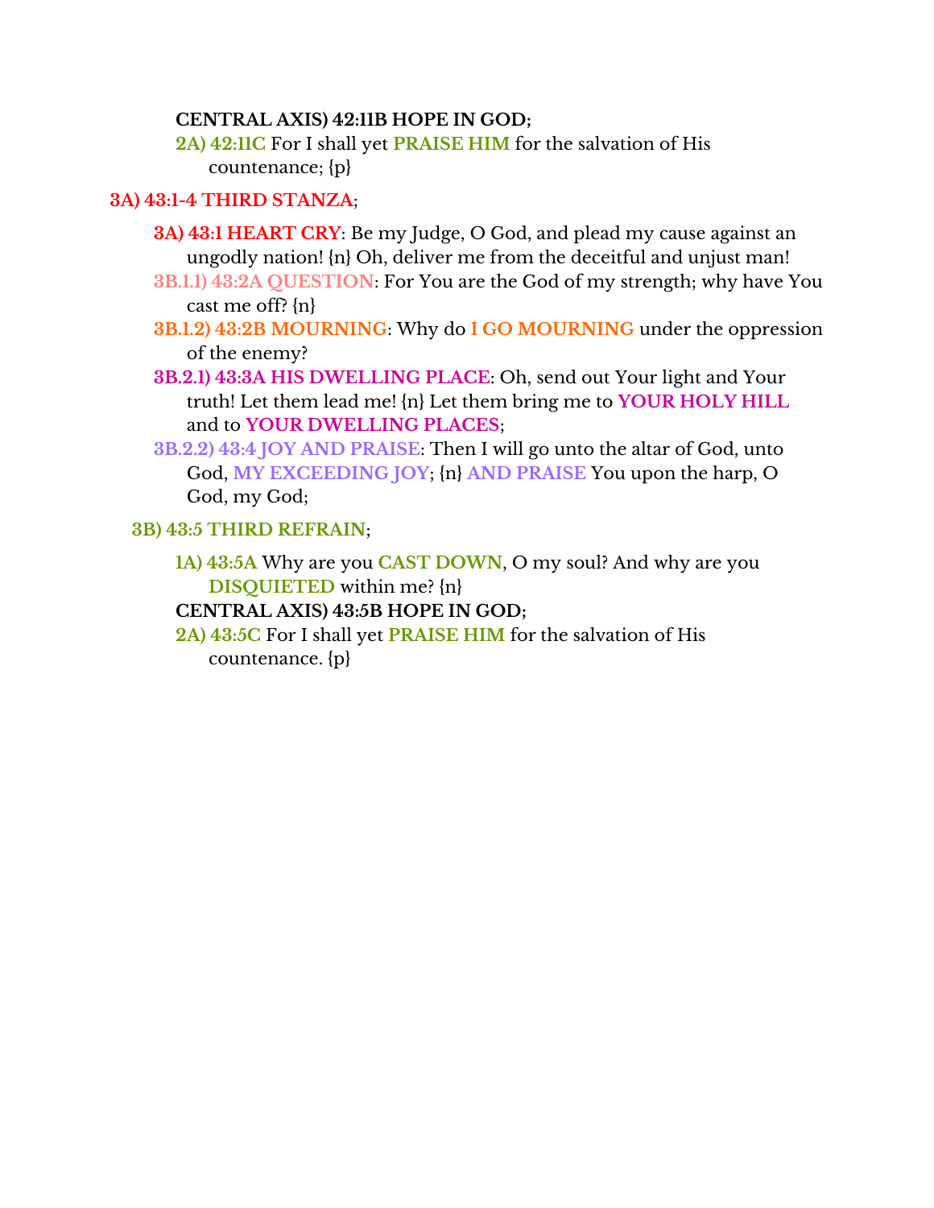**CENTRAL AXIS) 42:11B HOPE IN GOD;**

**2A) 42:11C** For I shall yet **PRAISE HIM** for the salvation of His countenance; {p}

**3A) 43:1-4 THIRD STANZA**;

**3A) 43:1 HEART CRY**: Be my Judge, O God, and plead my cause against an ungodly nation! {n} Oh, deliver me from the deceitful and unjust man!

**3B.1.1) 43:2A QUESTION**: For You are the God of my strength; why have You cast me off? {n}

**3B.1.2) 43:2B MOURNING**: Why do **I GO MOURNING** under the oppression of the enemy?

**3B.2.1) 43:3A HIS DWELLING PLACE**: Oh, send out Your light and Your truth! Let them lead me! {n} Let them bring me to **YOUR HOLY HILL** and to **YOUR DWELLING PLACES**;

**3B.2.2) 43:4 JOY AND PRAISE**: Then I will go unto the altar of God, unto God, **MY EXCEEDING JOY**; {n} **AND PRAISE** You upon the harp, O God, my God;

**3B) 43:5 THIRD REFRAIN**;

**1A) 43:5A** Why are you **CAST DOWN**, O my soul? And why are you **DISQUIETED** within me? {n}

**CENTRAL AXIS) 43:5B HOPE IN GOD;**

**2A) 43:5C** For I shall yet **PRAISE HIM** for the salvation of His countenance. {p}